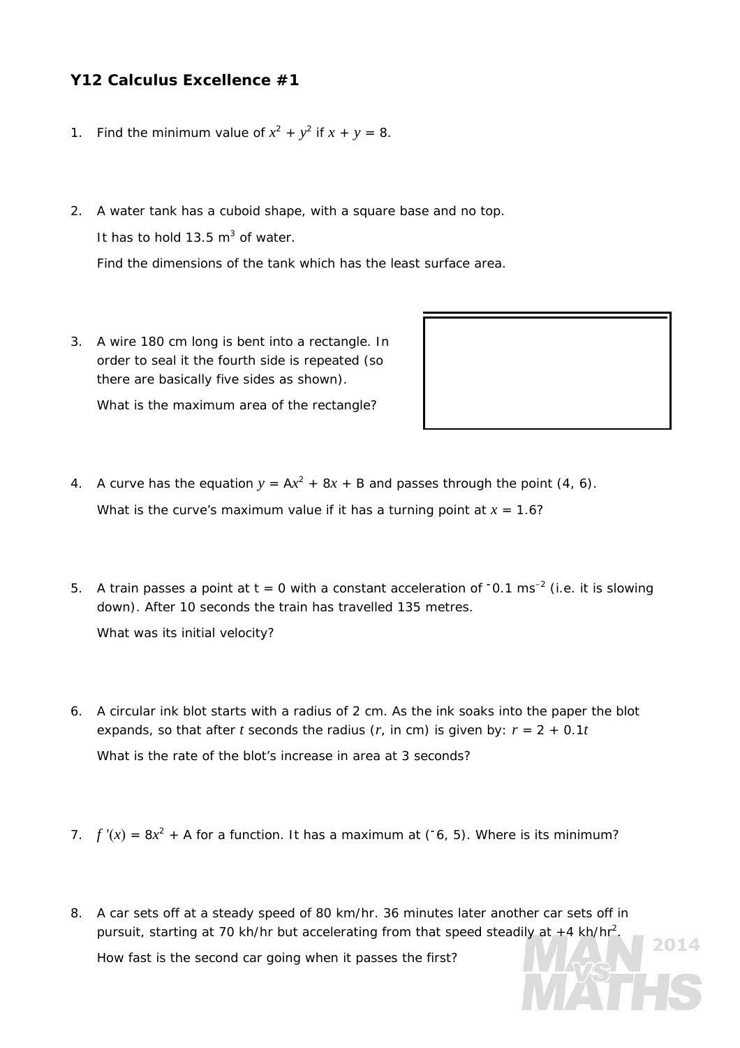## Y12 Calculus Excellence #1

1. Find the minimum value of $x^2 + y^2$ if $x + y = 8$.

2. A water tank has a cuboid shape, with a square base and no top.

   It has to hold 13.5 $m^3$ of water.

   Find the dimensions of the tank which has the least surface area.

3. A wire 180 cm long is bent into a rectangle. In order to seal it the fourth side is repeated (so there are basically five sides as shown).

   What is the maximum area of the rectangle?

4. A curve has the equation $y = Ax^2 + 8x + B$ and passes through the point (4, 6).

   What is the curve's maximum value if it has a turning point at $x = 1.6$?

5. A train passes a point at t = 0 with a constant acceleration of $^-0.1$ $ms^{-2}$ (i.e. it is slowing down). After 10 seconds the train has travelled 135 metres.

   What was its initial velocity?

6. A circular ink blot starts with a radius of 2 cm. As the ink soaks into the paper the blot expands, so that after $t$ seconds the radius ($r$, in cm) is given by: $r = 2 + 0.1t$

   What is the rate of the blot's increase in area at 3 seconds?

7. $f'(x) = 8x^2 + A$ for a function. It has a maximum at ($^-6$, 5). Where is its minimum?

8. A car sets off at a steady speed of 80 km/hr. 36 minutes later another car sets off in pursuit, starting at 70 kh/hr but accelerating from that speed steadily at +4 kh/$hr^2$.

   How fast is the second car going when it passes the first?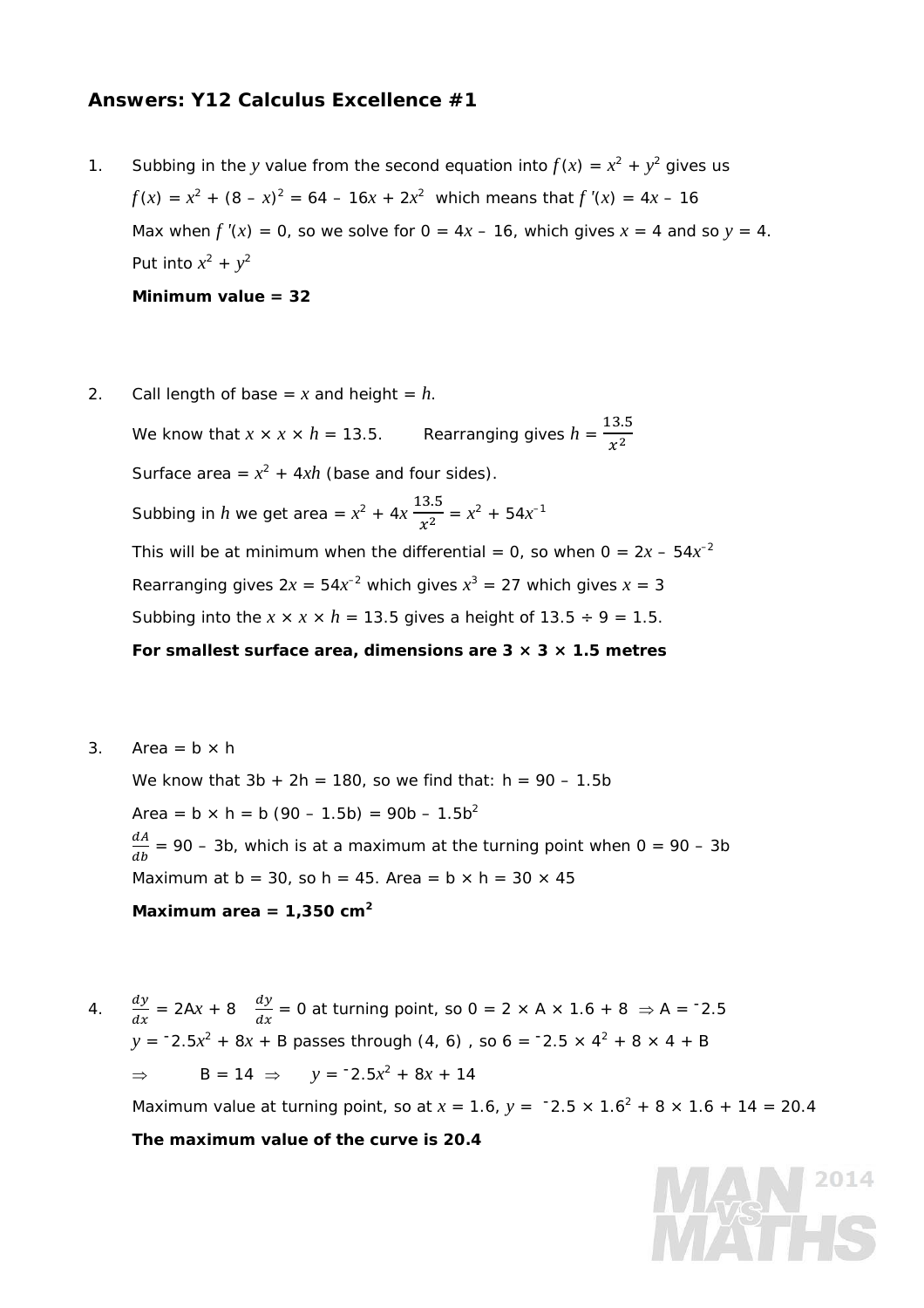## Answers: Y12 Calculus Excellence #1

1. Subbing in the $y$ value from the second equation into $f(x) = x^2 + y^2$ gives us

   $f(x) = x^2 + (8 - x)^2 = 64 - 16x + 2x^2$ which means that $f'(x) = 4x - 16$

   Max when $f'(x) = 0$, so we solve for $0 = 4x - 16$, which gives $x = 4$ and so $y = 4$.

   Put into $x^2 + y^2$

   **Minimum value = 32**

2. Call length of base = $x$ and height = $h$.

   We know that $x \times x \times h = 13.5$. Rearranging gives $h = \frac{13.5}{x^2}$

   Surface area = $x^2 + 4xh$ (base and four sides).

   Subbing in $h$ we get area = $x^2 + 4x\frac{13.5}{x^2} = x^2 + 54x^{-1}$

   This will be at minimum when the differential = 0, so when $0 = 2x - 54x^{-2}$

   Rearranging gives $2x = 54x^{-2}$ which gives $x^3 = 27$ which gives $x = 3$

   Subbing into the $x \times x \times h = 13.5$ gives a height of $13.5 \div 9 = 1.5$.

   **For smallest surface area, dimensions are 3 × 3 × 1.5 metres**

3. Area = b × h

   We know that $3b + 2h = 180$, so we find that: $h = 90 - 1.5b$

   Area = $b \times h = b(90 - 1.5b) = 90b - 1.5b^2$

   $\frac{dA}{db} = 90 - 3b$, which is at a maximum at the turning point when $0 = 90 - 3b$

   Maximum at $b = 30$, so $h = 45$. Area = $b \times h = 30 \times 45$

   **Maximum area = 1,350 cm$^2$**

4. $\frac{dy}{dx} = 2Ax + 8$ $\quad \frac{dy}{dx} = 0$ at turning point, so $0 = 2 \times A \times 1.6 + 8 \Rightarrow A = {}^{-}2.5$

   $y = {}^{-}2.5x^2 + 8x + B$ passes through (4, 6), so $6 = {}^{-}2.5 \times 4^2 + 8 \times 4 + B$

   $\Rightarrow \quad B = 14 \Rightarrow \quad y = {}^{-}2.5x^2 + 8x + 14$

   Maximum value at turning point, so at $x = 1.6$, $y = {}^{-}2.5 \times 1.6^2 + 8 \times 1.6 + 14 = 20.4$

   **The maximum value of the curve is 20.4**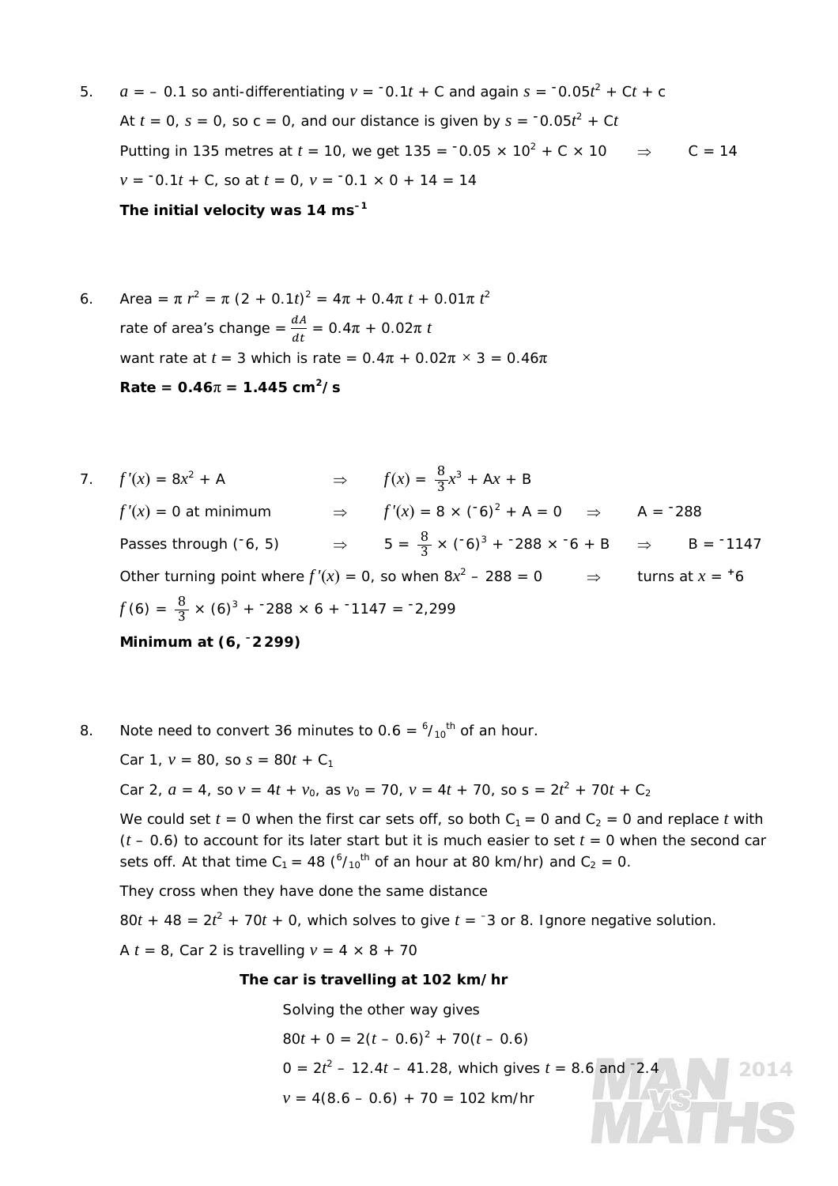5. $a = -0.1$ so anti-differentiating $v = {}^{-}0.1t + \text{C}$ and again $s = {}^{-}0.05t^2 + \text{C}t + \text{c}$

   At $t = 0$, $s = 0$, so c = 0, and our distance is given by $s = {}^{-}0.05t^2 + \text{C}t$

   Putting in 135 metres at $t = 10$, we get $135 = {}^{-}0.05 \times 10^2 + \text{C} \times 10 \quad \Rightarrow \quad \text{C} = 14$

   $v = {}^{-}0.1t + \text{C}$, so at $t = 0$, $v = {}^{-}0.1 \times 0 + 14 = 14$

   **The initial velocity was 14 $\text{ms}^{-1}$**

6. Area $= \pi r^2 = \pi (2 + 0.1t)^2 = 4\pi + 0.4\pi t + 0.01\pi t^2$

   rate of area's change $= \frac{dA}{dt} = 0.4\pi + 0.02\pi t$

   want rate at $t = 3$ which is rate $= 0.4\pi + 0.02\pi \times 3 = 0.46\pi$

   **Rate = $0.46\pi$ = 1.445 $\text{cm}^2$/s**

7. $f'(x) = 8x^2 + \text{A} \quad \Rightarrow \quad f(x) = \frac{8}{3}x^3 + \text{A}x + \text{B}$

   $f'(x) = 0$ at minimum $\quad \Rightarrow \quad f'(x) = 8 \times ({}^{-}6)^2 + \text{A} = 0 \quad \Rightarrow \quad \text{A} = {}^{-}288$

   Passes through $({}^{-}6, 5) \quad \Rightarrow \quad 5 = \frac{8}{3} \times ({}^{-}6)^3 + {}^{-}288 \times {}^{-}6 + \text{B} \quad \Rightarrow \quad \text{B} = {}^{-}1147$

   Other turning point where $f'(x) = 0$, so when $8x^2 - 288 = 0 \quad \Rightarrow \quad$ turns at $x = {}^{+}6$

   $f(6) = \frac{8}{3} \times (6)^3 + {}^{-}288 \times 6 + {}^{-}1147 = {}^{-}2{,}299$

   **Minimum at $(6, {}^{-}2299)$**

8. Note need to convert 36 minutes to $0.6 = {}^{6}/_{10}{}^{\text{th}}$ of an hour.

   Car 1, $v = 80$, so $s = 80t + \text{C}_1$

   Car 2, $a = 4$, so $v = 4t + v_0$, as $v_0 = 70$, $v = 4t + 70$, so $s = 2t^2 + 70t + \text{C}_2$

   We could set $t = 0$ when the first car sets off, so both $\text{C}_1 = 0$ and $\text{C}_2 = 0$ and replace $t$ with $(t - 0.6)$ to account for its later start but it is much easier to set $t = 0$ when the second car sets off. At that time $\text{C}_1 = 48$ (${}^{6}/_{10}{}^{\text{th}}$ of an hour at 80 km/hr) and $\text{C}_2 = 0$.

   They cross when they have done the same distance

   $80t + 48 = 2t^2 + 70t + 0$, which solves to give $t = {}^{-}3$ or 8. Ignore negative solution.

   A $t = 8$, Car 2 is travelling $v = 4 \times 8 + 70$

   **The car is travelling at 102 km/hr**

   Solving the other way gives

   $80t + 0 = 2(t - 0.6)^2 + 70(t - 0.6)$

   $0 = 2t^2 - 12.4t - 41.28$, which gives $t = 8.6$ and ${}^{-}2.4$

   $v = 4(8.6 - 0.6) + 70 = 102$ km/hr